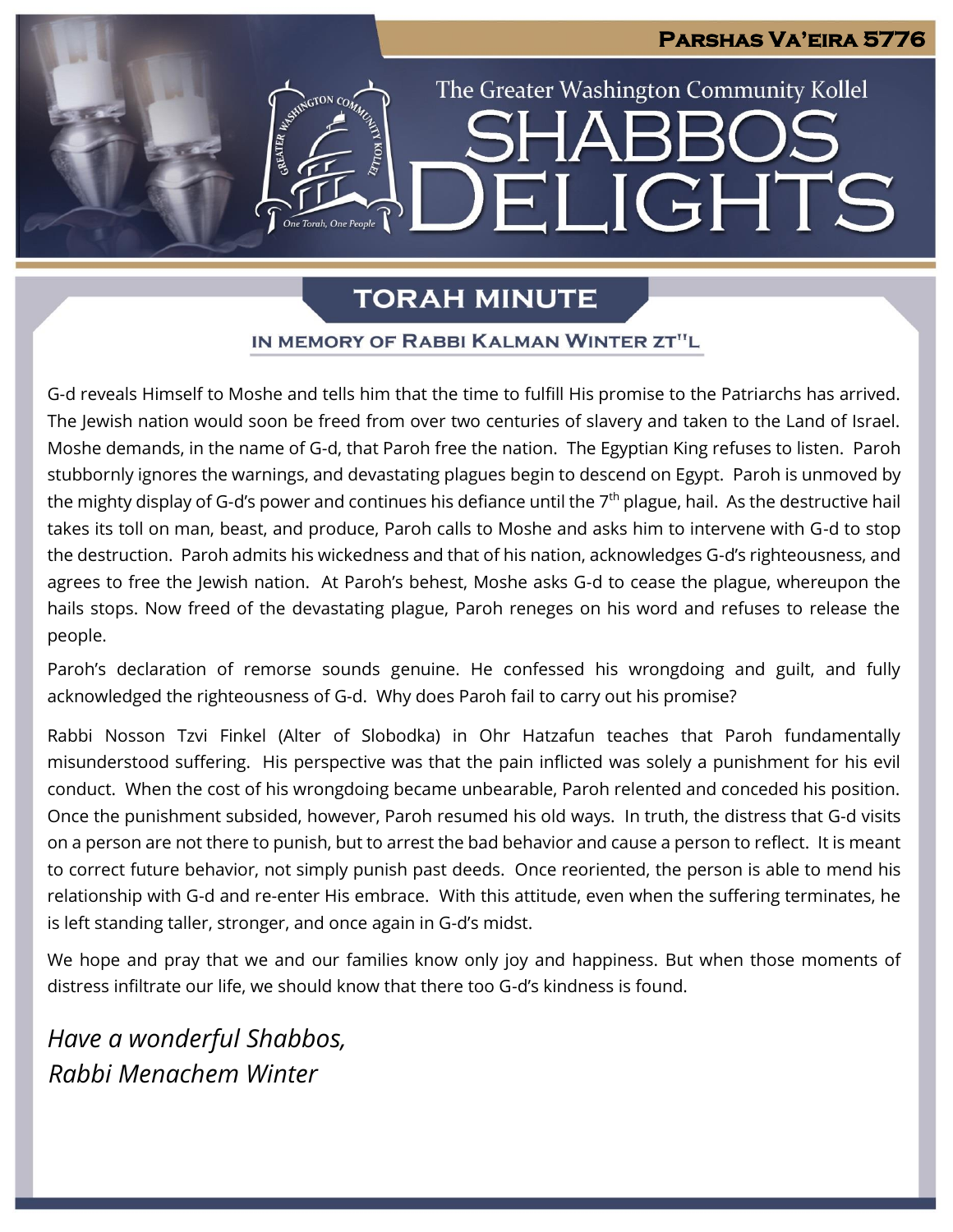Parshas Va'eira 5776

The Greater Washington Community Kollel

# Shabbos Delights

## TORAH MINUTE

### IN MEMORY OF RABBI KALMAN WINTER ZT"L

G-d reveals Himself to Moshe and tells him that the time to fulfill His promise to the Patriarchs has arrived. The Jewish nation would soon be freed from over two centuries of slavery and taken to the Land of Israel. Moshe demands, in the name of G-d, that Paroh free the nation. The Egyptian King refuses to listen. Paroh stubbornly ignores the warnings, and devastating plagues begin to descend on Egypt. Paroh is unmoved by the mighty display of G-d's power and continues his defiance until the 7th plague, hail. As the destructive hail takes its toll on man, beast, and produce, Paroh calls to Moshe and asks him to intervene with G-d to stop the destruction. Paroh admits his wickedness and that of his nation, acknowledges G-d's righteousness, and agrees to free the Jewish nation. At Paroh's behest, Moshe asks G-d to cease the plague, whereupon the hails stops. Now freed of the devastating plague, Paroh reneges on his word and refuses to release the people.

Paroh's declaration of remorse sounds genuine. He confessed his wrongdoing and guilt, and fully acknowledged the righteousness of G-d. Why does Paroh fail to carry out his promise?

Rabbi Nosson Tzvi Finkel (Alter of Slobodka) in Ohr Hatzafun teaches that Paroh fundamentally misunderstood suffering. His perspective was that the pain inflicted was solely a punishment for his evil conduct. When the cost of his wrongdoing became unbearable, Paroh relented and conceded his position. Once the punishment subsided, however, Paroh resumed his old ways. In truth, the distress that G-d visits on a person are not there to punish, but to arrest the bad behavior and cause a person to reflect. It is meant to correct future behavior, not simply punish past deeds. Once reoriented, the person is able to mend his relationship with G-d and re-enter His embrace. With this attitude, even when the suffering terminates, he is left standing taller, stronger, and once again in G-d's midst.

We hope and pray that we and our families know only joy and happiness. But when those moments of distress infiltrate our life, we should know that there too G-d's kindness is found.

*Have a wonderful Shabbos,*
*Rabbi Menachem Winter*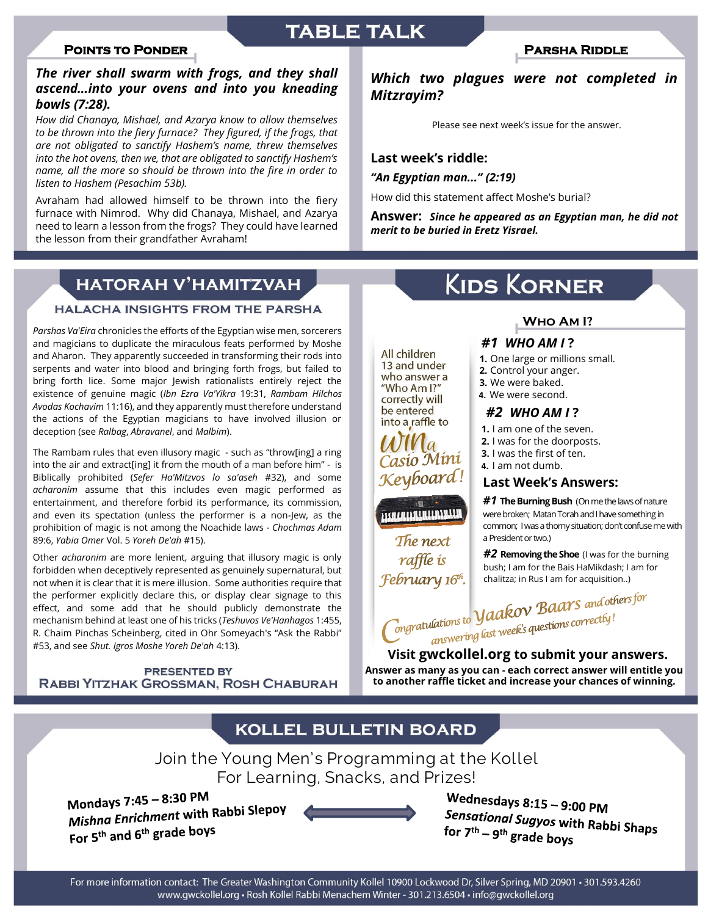# TABLE TALK

## Points to Ponder

***The river shall swarm with frogs, and they shall ascend...into your ovens and into you kneading bowls (7:28).***

*How did Chanaya, Mishael, and Azarya know to allow themselves to be thrown into the fiery furnace? They figured, if the frogs, that are not obligated to sanctify Hashem's name, threw themselves into the hot ovens, then we, that are obligated to sanctify Hashem's name, all the more so should be thrown into the fire in order to listen to Hashem (Pesachim 53b).*

Avraham had allowed himself to be thrown into the fiery furnace with Nimrod. Why did Chanaya, Mishael, and Azarya need to learn a lesson from the frogs? They could have learned the lesson from their grandfather Avraham!

## Parsha Riddle

***Which two plagues were not completed in Mitzrayim?***

Please see next week's issue for the answer.

**Last week's riddle:**

***"An Egyptian man..." (2:19)***

How did this statement affect Moshe's burial?

**Answer:** ***Since he appeared as an Egyptian man, he did not merit to be buried in Eretz Yisrael.***

# HATORAH V'HAMITZVAH

## HALACHA INSIGHTS FROM THE PARSHA

*Parshas Va'Eira* chronicles the efforts of the Egyptian wise men, sorcerers and magicians to duplicate the miraculous feats performed by Moshe and Aharon. They apparently succeeded in transforming their rods into serpents and water into blood and bringing forth frogs, but failed to bring forth lice. Some major Jewish rationalists entirely reject the existence of genuine magic (*Ibn Ezra Va'Yikra* 19:31, *Rambam Hilchos Avodas Kochavim* 11:16), and they apparently must therefore understand the actions of the Egyptian magicians to have involved illusion or deception (see *Ralbag*, *Abravanel*, and *Malbim*).

The Rambam rules that even illusory magic - such as "throw[ing] a ring into the air and extract[ing] it from the mouth of a man before him" - is Biblically prohibited (*Sefer Ha'Mitzvos lo sa'aseh* #32), and some *acharonim* assume that this includes even magic performed as entertainment, and therefore forbid its performance, its commission, and even its spectation (unless the performer is a non-Jew, as the prohibition of magic is not among the Noachide laws - *Chochmas Adam* 89:6, *Yabia Omer* Vol. 5 *Yoreh De'ah* #15).

Other *acharonim* are more lenient, arguing that illusory magic is only forbidden when deceptively represented as genuinely supernatural, but not when it is clear that it is mere illusion. Some authorities require that the performer explicitly declare this, or display clear signage to this effect, and some add that he should publicly demonstrate the mechanism behind at least one of his tricks (*Teshuvos Ve'Hanhagos* 1:455, R. Chaim Pinchas Scheinberg, cited in Ohr Someyach's "Ask the Rabbi" #53, and see *Shut. Igros Moshe Yoreh De'ah* 4:13).

PRESENTED BY
RABBI YITZHAK GROSSMAN, ROSH CHABURAH

# KIDS KORNER

## Who Am I?

All children 13 and under who answer a "Who Am I?" correctly will be entered into a raffle to *Win a Casio Mini Keyboard!*

*The next raffle is February 16th.*

### #1 WHO AM I ?

1. One large or millions small.
2. Control your anger.
3. We were baked.
4. We were second.

### #2 WHO AM I ?

1. I am one of the seven.
2. I was for the doorposts.
3. I was the first of ten.
4. I am not dumb.

### Last Week's Answers:

**#1 The Burning Bush** (On me the laws of nature were broken; Matan Torah and I have something in common; I was a thorny situation; don't confuse me with a President or two.)

**#2 Removing the Shoe** (I was for the burning bush; I am for the Bais HaMikdash; I am for chalitza; in Rus I am for acquisition..)

*Congratulations to Yaakov Baars and others for answering last week's questions correctly!*

**Visit gwckollel.org to submit your answers.**
**Answer as many as you can - each correct answer will entitle you to another raffle ticket and increase your chances of winning.**

# KOLLEL BULLETIN BOARD

Join the Young Men's Programming at the Kollel
For Learning, Snacks, and Prizes!

**Mondays 7:45 – 8:30 PM**
***Mishna Enrichment*** **with Rabbi Slepoy**
**For 5th and 6th grade boys**

**Wednesdays 8:15 – 9:00 PM**
***Sensational Sugyos*** **with Rabbi Shaps**
**for 7th – 9th grade boys**

For more information contact: The Greater Washington Community Kollel 10900 Lockwood Dr, Silver Spring, MD 20901 • 301.593.4260
www.gwckollel.org • Rosh Kollel Rabbi Menachem Winter - 301.213.6504 • info@gwckollel.org